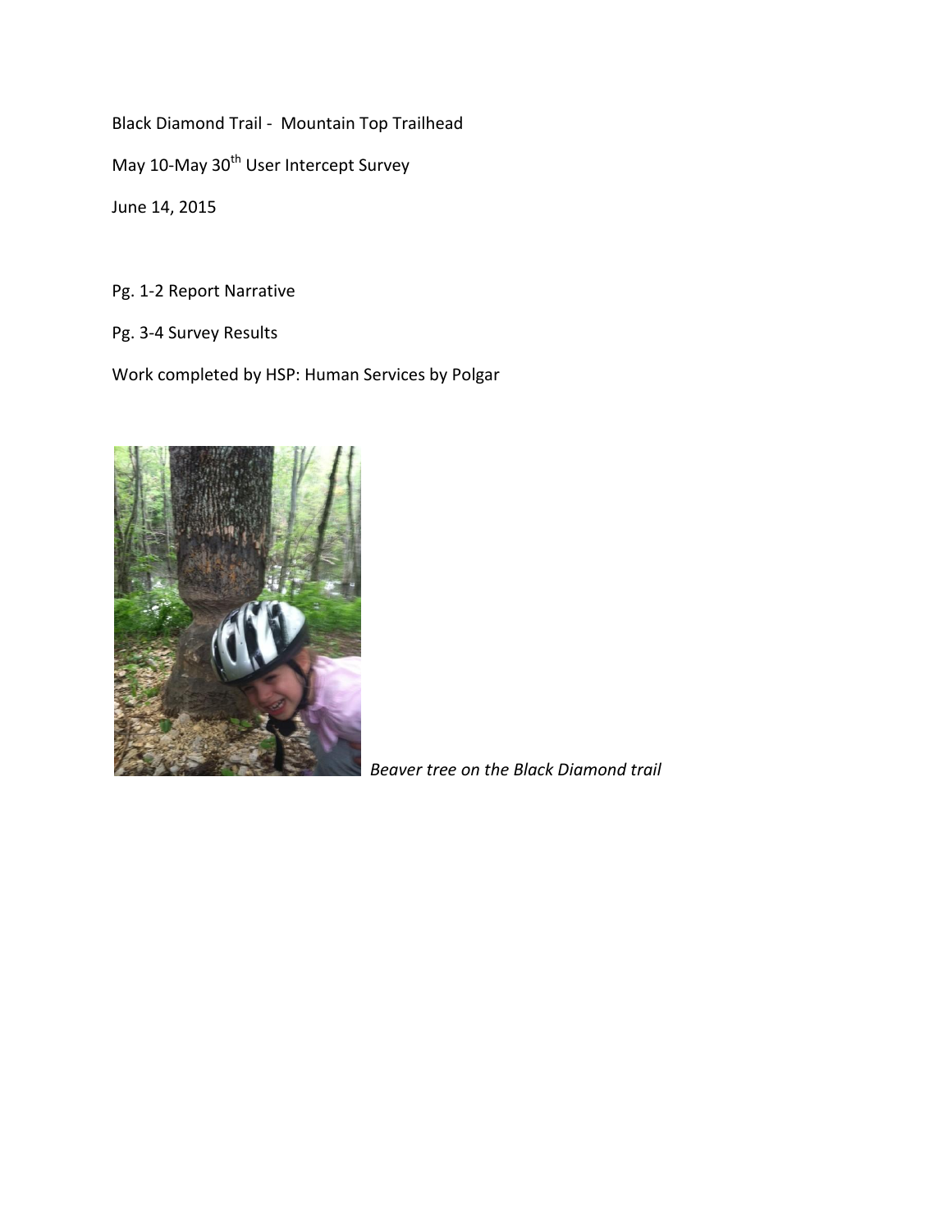Black Diamond Trail - Mountain Top Trailhead

May 10-May 30th User Intercept Survey

June 14, 2015

Pg. 1-2 Report Narrative

Pg. 3-4 Survey Results

Work completed by HSP: Human Services by Polgar

*Beaver tree on the Black Diamond trail*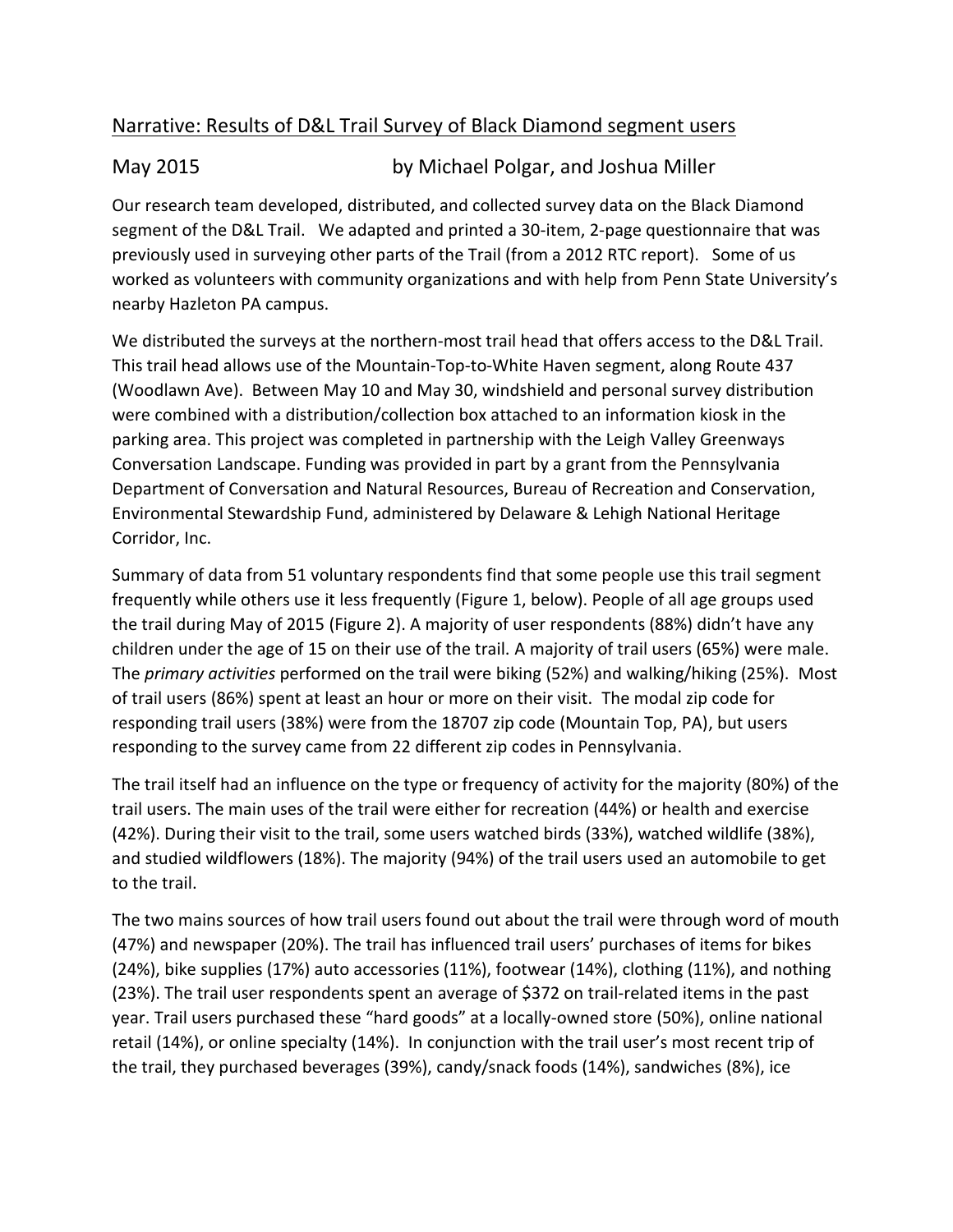Narrative: Results of D&L Trail Survey of Black Diamond segment users

May 2015 by Michael Polgar, and Joshua Miller

Our research team developed, distributed, and collected survey data on the Black Diamond segment of the D&L Trail. We adapted and printed a 30-item, 2-page questionnaire that was previously used in surveying other parts of the Trail (from a 2012 RTC report). Some of us worked as volunteers with community organizations and with help from Penn State University's nearby Hazleton PA campus.

We distributed the surveys at the northern-most trail head that offers access to the D&L Trail. This trail head allows use of the Mountain-Top-to-White Haven segment, along Route 437 (Woodlawn Ave). Between May 10 and May 30, windshield and personal survey distribution were combined with a distribution/collection box attached to an information kiosk in the parking area. This project was completed in partnership with the Leigh Valley Greenways Conversation Landscape. Funding was provided in part by a grant from the Pennsylvania Department of Conversation and Natural Resources, Bureau of Recreation and Conservation, Environmental Stewardship Fund, administered by Delaware & Lehigh National Heritage Corridor, Inc.

Summary of data from 51 voluntary respondents find that some people use this trail segment frequently while others use it less frequently (Figure 1, below). People of all age groups used the trail during May of 2015 (Figure 2). A majority of user respondents (88%) didn't have any children under the age of 15 on their use of the trail. A majority of trail users (65%) were male. The *primary activities* performed on the trail were biking (52%) and walking/hiking (25%). Most of trail users (86%) spent at least an hour or more on their visit. The modal zip code for responding trail users (38%) were from the 18707 zip code (Mountain Top, PA), but users responding to the survey came from 22 different zip codes in Pennsylvania.

The trail itself had an influence on the type or frequency of activity for the majority (80%) of the trail users. The main uses of the trail were either for recreation (44%) or health and exercise (42%). During their visit to the trail, some users watched birds (33%), watched wildlife (38%), and studied wildflowers (18%). The majority (94%) of the trail users used an automobile to get to the trail.

The two mains sources of how trail users found out about the trail were through word of mouth (47%) and newspaper (20%). The trail has influenced trail users' purchases of items for bikes (24%), bike supplies (17%) auto accessories (11%), footwear (14%), clothing (11%), and nothing (23%). The trail user respondents spent an average of $372 on trail-related items in the past year. Trail users purchased these "hard goods" at a locally-owned store (50%), online national retail (14%), or online specialty (14%). In conjunction with the trail user's most recent trip of the trail, they purchased beverages (39%), candy/snack foods (14%), sandwiches (8%), ice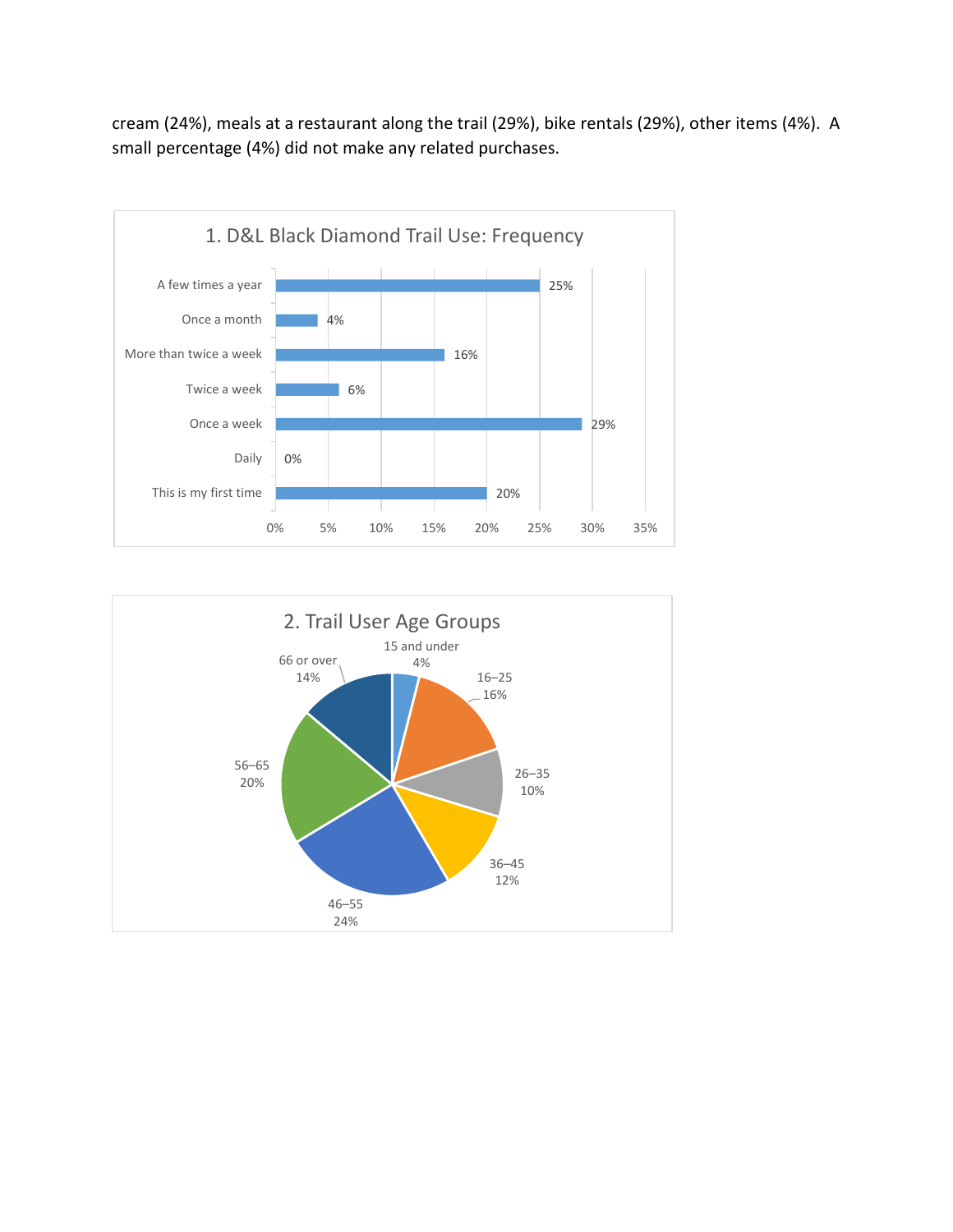cream (24%), meals at a restaurant along the trail (29%), bike rentals (29%), other items (4%). A small percentage (4%) did not make any related purchases.

**1. D&L Black Diamond Trail Use: Frequency**

| Frequency | Percent |
|---|---|
| A few times a year | 25% |
| Once a month | 4% |
| More than twice a week | 16% |
| Twice a week | 6% |
| Once a week | 29% |
| Daily | 0% |
| This is my first time | 20% |

**2. Trail User Age Groups**

| Age Group | Percent |
|---|---|
| 15 and under | 4% |
| 16–25 | 16% |
| 26–35 | 10% |
| 36–45 | 12% |
| 46–55 | 24% |
| 56–65 | 20% |
| 66 or over | 14% |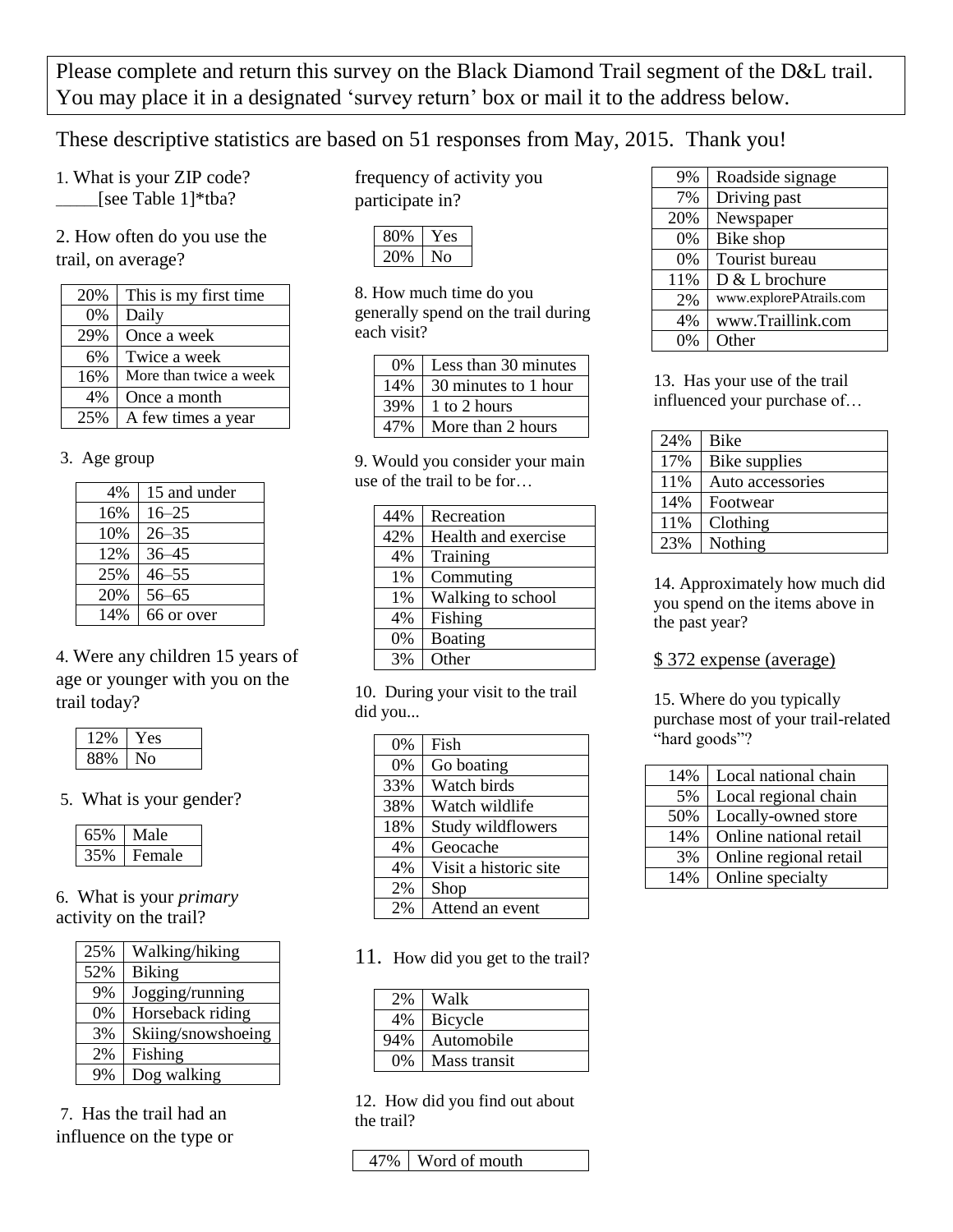Please complete and return this survey on the Black Diamond Trail segment of the D&L trail. You may place it in a designated 'survey return' box or mail it to the address below.

These descriptive statistics are based on 51 responses from May, 2015. Thank you!

1. What is your ZIP code? ____[see Table 1]*tba?

2. How often do you use the trail, on average?

| | |
|---|---|
| 20% | This is my first time |
| 0% | Daily |
| 29% | Once a week |
| 6% | Twice a week |
| 16% | More than twice a week |
| 4% | Once a month |
| 25% | A few times a year |

3. Age group

| | |
|---|---|
| 4% | 15 and under |
| 16% | 16–25 |
| 10% | 26–35 |
| 12% | 36–45 |
| 25% | 46–55 |
| 20% | 56–65 |
| 14% | 66 or over |

4. Were any children 15 years of age or younger with you on the trail today?

| | |
|---|---|
| 12% | Yes |
| 88% | No |

5. What is your gender?

| | |
|---|---|
| 65% | Male |
| 35% | Female |

6. What is your *primary* activity on the trail?

| | |
|---|---|
| 25% | Walking/hiking |
| 52% | Biking |
| 9% | Jogging/running |
| 0% | Horseback riding |
| 3% | Skiing/snowshoeing |
| 2% | Fishing |
| 9% | Dog walking |

7. Has the trail had an influence on the type or frequency of activity you participate in?

| | |
|---|---|
| 80% | Yes |
| 20% | No |

8. How much time do you generally spend on the trail during each visit?

| | |
|---|---|
| 0% | Less than 30 minutes |
| 14% | 30 minutes to 1 hour |
| 39% | 1 to 2 hours |
| 47% | More than 2 hours |

9. Would you consider your main use of the trail to be for…

| | |
|---|---|
| 44% | Recreation |
| 42% | Health and exercise |
| 4% | Training |
| 1% | Commuting |
| 1% | Walking to school |
| 4% | Fishing |
| 0% | Boating |
| 3% | Other |

10. During your visit to the trail did you...

| | |
|---|---|
| 0% | Fish |
| 0% | Go boating |
| 33% | Watch birds |
| 38% | Watch wildlife |
| 18% | Study wildflowers |
| 4% | Geocache |
| 4% | Visit a historic site |
| 2% | Shop |
| 2% | Attend an event |

11. How did you get to the trail?

| | |
|---|---|
| 2% | Walk |
| 4% | Bicycle |
| 94% | Automobile |
| 0% | Mass transit |

12. How did you find out about the trail?

| | |
|---|---|
| 47% | Word of mouth |
| 9% | Roadside signage |
| 7% | Driving past |
| 20% | Newspaper |
| 0% | Bike shop |
| 0% | Tourist bureau |
| 11% | D & L brochure |
| 2% | www.explorePAtrails.com |
| 4% | www.Traillink.com |
| 0% | Other |

13. Has your use of the trail influenced your purchase of…

| | |
|---|---|
| 24% | Bike |
| 17% | Bike supplies |
| 11% | Auto accessories |
| 14% | Footwear |
| 11% | Clothing |
| 23% | Nothing |

14. Approximately how much did you spend on the items above in the past year?

$ 372 expense (average)

15. Where do you typically purchase most of your trail-related "hard goods"?

| | |
|---|---|
| 14% | Local national chain |
| 5% | Local regional chain |
| 50% | Locally-owned store |
| 14% | Online national retail |
| 3% | Online regional retail |
| 14% | Online specialty |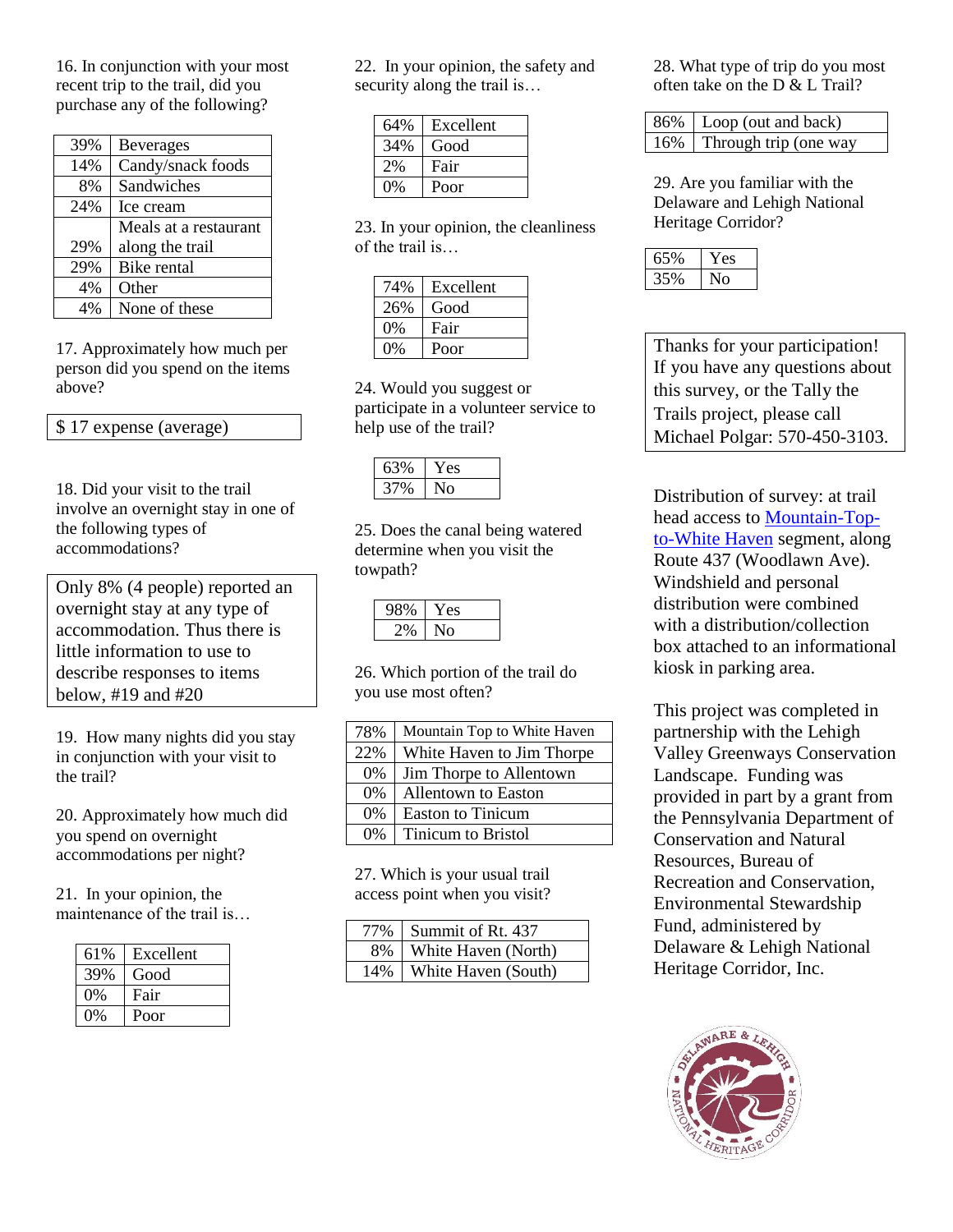16. In conjunction with your most recent trip to the trail, did you purchase any of the following?

| | |
|---|---|
| 39% | Beverages |
| 14% | Candy/snack foods |
| 8% | Sandwiches |
| 24% | Ice cream |
| 29% | Meals at a restaurant along the trail |
| 29% | Bike rental |
| 4% | Other |
| 4% | None of these |

17. Approximately how much per person did you spend on the items above?

$ 17 expense (average)

18. Did your visit to the trail involve an overnight stay in one of the following types of accommodations?

Only 8% (4 people) reported an overnight stay at any type of accommodation. Thus there is little information to use to describe responses to items below, #19 and #20

19. How many nights did you stay in conjunction with your visit to the trail?

20. Approximately how much did you spend on overnight accommodations per night?

21. In your opinion, the maintenance of the trail is…

| | |
|---|---|
| 61% | Excellent |
| 39% | Good |
| 0% | Fair |
| 0% | Poor |

22. In your opinion, the safety and security along the trail is…

| | |
|---|---|
| 64% | Excellent |
| 34% | Good |
| 2% | Fair |
| 0% | Poor |

23. In your opinion, the cleanliness of the trail is…

| | |
|---|---|
| 74% | Excellent |
| 26% | Good |
| 0% | Fair |
| 0% | Poor |

24. Would you suggest or participate in a volunteer service to help use of the trail?

| | |
|---|---|
| 63% | Yes |
| 37% | No |

25. Does the canal being watered determine when you visit the towpath?

| | |
|---|---|
| 98% | Yes |
| 2% | No |

26. Which portion of the trail do you use most often?

| | |
|---|---|
| 78% | Mountain Top to White Haven |
| 22% | White Haven to Jim Thorpe |
| 0% | Jim Thorpe to Allentown |
| 0% | Allentown to Easton |
| 0% | Easton to Tinicum |
| 0% | Tinicum to Bristol |

27. Which is your usual trail access point when you visit?

| | |
|---|---|
| 77% | Summit of Rt. 437 |
| 8% | White Haven (North) |
| 14% | White Haven (South) |

28. What type of trip do you most often take on the D & L Trail?

| | |
|---|---|
| 86% | Loop (out and back) |
| 16% | Through trip (one way |

29. Are you familiar with the Delaware and Lehigh National Heritage Corridor?

| | |
|---|---|
| 65% | Yes |
| 35% | No |

Thanks for your participation! If you have any questions about this survey, or the Tally the Trails project, please call Michael Polgar: 570-450-3103.

Distribution of survey: at trail head access to Mountain-Top-to-White Haven segment, along Route 437 (Woodlawn Ave). Windshield and personal distribution were combined with a distribution/collection box attached to an informational kiosk in parking area.

This project was completed in partnership with the Lehigh Valley Greenways Conservation Landscape. Funding was provided in part by a grant from the Pennsylvania Department of Conservation and Natural Resources, Bureau of Recreation and Conservation, Environmental Stewardship Fund, administered by Delaware & Lehigh National Heritage Corridor, Inc.